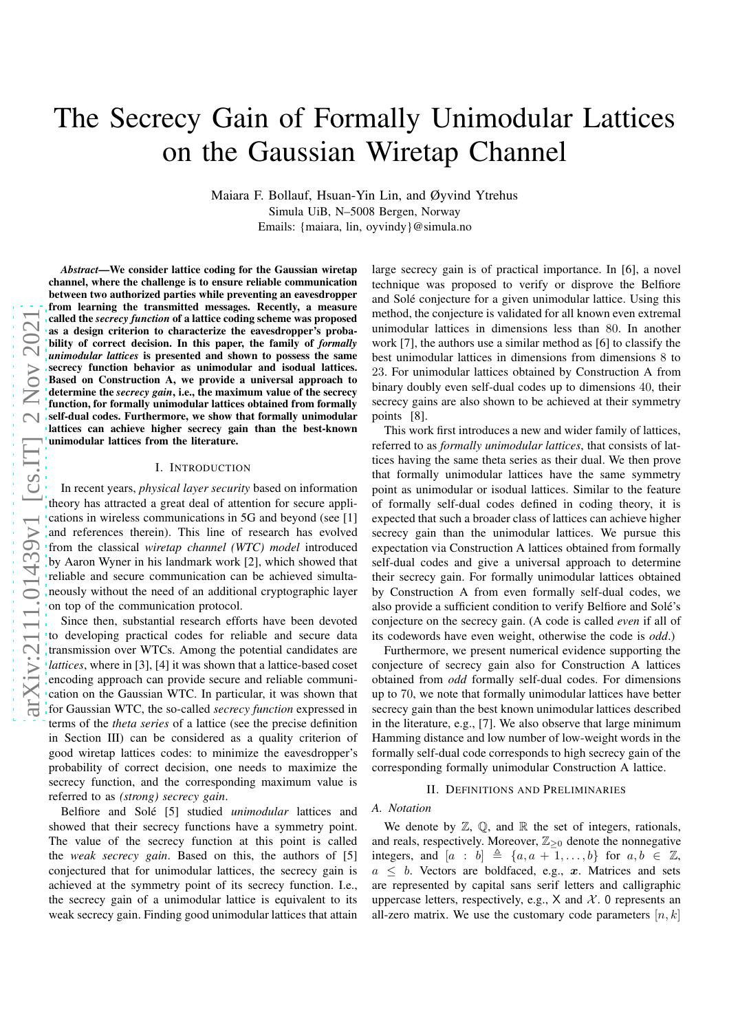# The Secrecy Gain of Formally Unimodular Lattices on the Gaussian Wiretap Channel

Maiara F. Bollauf, Hsuan-Yin Lin, and Øyvind Ytrehus
Simula UiB, N–5008 Bergen, Norway
Emails: {maiara, lin, oyvindy}@simula.no

***Abstract*—We consider lattice coding for the Gaussian wiretap channel, where the challenge is to ensure reliable communication between two authorized parties while preventing an eavesdropper from learning the transmitted messages. Recently, a measure called the *secrecy function* of a lattice coding scheme was proposed as a design criterion to characterize the eavesdropper's probability of correct decision. In this paper, the family of *formally unimodular lattices* is presented and shown to possess the same secrecy function behavior as unimodular and isodual lattices. Based on Construction A, we provide a universal approach to determine the *secrecy gain*, i.e., the maximum value of the secrecy function, for formally unimodular lattices obtained from formally self-dual codes. Furthermore, we show that formally unimodular lattices can achieve higher secrecy gain than the best-known unimodular lattices from the literature.**

## I. Introduction

In recent years, *physical layer security* based on information theory has attracted a great deal of attention for secure applications in wireless communications in 5G and beyond (see [1] and references therein). This line of research has evolved from the classical *wiretap channel (WTC) model* introduced by Aaron Wyner in his landmark work [2], which showed that reliable and secure communication can be achieved simultaneously without the need of an additional cryptographic layer on top of the communication protocol.

Since then, substantial research efforts have been devoted to developing practical codes for reliable and secure data transmission over WTCs. Among the potential candidates are *lattices*, where in [3], [4] it was shown that a lattice-based coset encoding approach can provide secure and reliable communication on the Gaussian WTC. In particular, it was shown that for Gaussian WTC, the so-called *secrecy function* expressed in terms of the *theta series* of a lattice (see the precise definition in Section III) can be considered as a quality criterion of good wiretap lattices codes: to minimize the eavesdropper's probability of correct decision, one needs to maximize the secrecy function, and the corresponding maximum value is referred to as *(strong) secrecy gain*.

Belfiore and Solé [5] studied *unimodular* lattices and showed that their secrecy functions have a symmetry point. The value of the secrecy function at this point is called the *weak secrecy gain*. Based on this, the authors of [5] conjectured that for unimodular lattices, the secrecy gain is achieved at the symmetry point of its secrecy function. I.e., the secrecy gain of a unimodular lattice is equivalent to its weak secrecy gain. Finding good unimodular lattices that attain large secrecy gain is of practical importance. In [6], a novel technique was proposed to verify or disprove the Belfiore and Solé conjecture for a given unimodular lattice. Using this method, the conjecture is validated for all known even extremal unimodular lattices in dimensions less than $80$. In another work [7], the authors use a similar method as [6] to classify the best unimodular lattices in dimensions from dimensions $8$ to $23$. For unimodular lattices obtained by Construction A from binary doubly even self-dual codes up to dimensions $40$, their secrecy gains are also shown to be achieved at their symmetry points [8].

This work first introduces a new and wider family of lattices, referred to as *formally unimodular lattices*, that consists of lattices having the same theta series as their dual. We then prove that formally unimodular lattices have the same symmetry point as unimodular or isodual lattices. Similar to the feature of formally self-dual codes defined in coding theory, it is expected that such a broader class of lattices can achieve higher secrecy gain than the unimodular lattices. We pursue this expectation via Construction A lattices obtained from formally self-dual codes and give a universal approach to determine their secrecy gain. For formally unimodular lattices obtained by Construction A from even formally self-dual codes, we also provide a sufficient condition to verify Belfiore and Solé's conjecture on the secrecy gain. (A code is called *even* if all of its codewords have even weight, otherwise the code is *odd*.)

Furthermore, we present numerical evidence supporting the conjecture of secrecy gain also for Construction A lattices obtained from *odd* formally self-dual codes. For dimensions up to $70$, we note that formally unimodular lattices have better secrecy gain than the best known unimodular lattices described in the literature, e.g., [7]. We also observe that large minimum Hamming distance and low number of low-weight words in the formally self-dual code corresponds to high secrecy gain of the corresponding formally unimodular Construction A lattice.

## II. Definitions and Preliminaries

### A. Notation

We denote by $\mathbb{Z}$, $\mathbb{Q}$, and $\mathbb{R}$ the set of integers, rationals, and reals, respectively. Moreover, $\mathbb{Z}_{\geq 0}$ denote the nonnegative integers, and $[a : b] \triangleq \{a, a+1, \ldots, b\}$ for $a, b \in \mathbb{Z}$, $a \leq b$. Vectors are boldfaced, e.g., $\boldsymbol{x}$. Matrices and sets are represented by capital sans serif letters and calligraphic uppercase letters, respectively, e.g., $\mathsf{X}$ and $\mathcal{X}$. $\mathsf{0}$ represents an all-zero matrix. We use the customary code parameters $[n, k]$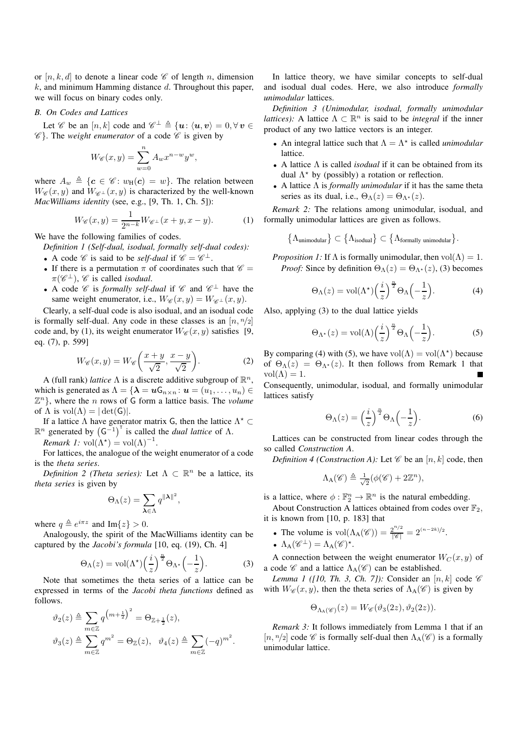or $[n, k, d]$ to denote a linear code $\mathscr{C}$ of length $n$, dimension $k$, and minimum Hamming distance $d$. Throughout this paper, we will focus on binary codes only.

### *B. On Codes and Lattices*

Let $\mathscr{C}$ be an $[n, k]$ code and $\mathscr{C}^\perp \triangleq \{\boldsymbol{u} \colon \langle \boldsymbol{u}, \boldsymbol{v} \rangle = 0, \forall\, \boldsymbol{v} \in \mathscr{C}\}$. The *weight enumerator* of a code $\mathscr{C}$ is given by

$$W_{\mathscr{C}}(x, y) = \sum_{w=0}^{n} A_w x^{n-w} y^w,$$

where $A_w \triangleq \{\boldsymbol{c} \in \mathscr{C} \colon w_{\mathrm{H}}(\boldsymbol{c}) = w\}$. The relation between $W_{\mathscr{C}}(x, y)$ and $W_{\mathscr{C}^\perp}(x, y)$ is characterized by the well-known *MacWilliams identity* (see, e.g., [9, Th. 1, Ch. 5]):

$$W_{\mathscr{C}}(x, y) = \frac{1}{2^{n-k}} W_{\mathscr{C}^\perp}(x + y, x - y). \tag{1}$$

We have the following families of codes.

*Definition 1 (Self-dual, isodual, formally self-dual codes):*

- A code $\mathscr{C}$ is said to be *self-dual* if $\mathscr{C} = \mathscr{C}^\perp$.
- If there is a permutation $\pi$ of coordinates such that $\mathscr{C} = \pi(\mathscr{C}^\perp)$, $\mathscr{C}$ is called *isodual*.
- A code $\mathscr{C}$ is *formally self-dual* if $\mathscr{C}$ and $\mathscr{C}^\perp$ have the same weight enumerator, i.e., $W_{\mathscr{C}}(x, y) = W_{\mathscr{C}^\perp}(x, y)$.

Clearly, a self-dual code is also isodual, and an isodual code is formally self-dual. Any code in these classes is an $[n, n/2]$ code and, by (1), its weight enumerator $W_{\mathscr{C}}(x, y)$ satisfies [9, eq. (7), p. 599]

$$W_{\mathscr{C}}(x, y) = W_{\mathscr{C}}\left(\frac{x + y}{\sqrt{2}}, \frac{x - y}{\sqrt{2}}\right). \tag{2}$$

A (full rank) *lattice* $\Lambda$ is a discrete additive subgroup of $\mathbb{R}^n$, which is generated as $\Lambda = \{\boldsymbol{\lambda} = \boldsymbol{u}\mathsf{G}_{n \times n} \colon \boldsymbol{u} = (u_1, \ldots, u_n) \in \mathbb{Z}^n\}$, where the $n$ rows of $\mathsf{G}$ form a lattice basis. The *volume* of $\Lambda$ is $\mathrm{vol}(\Lambda) = |\det(\mathsf{G})|$.

If a lattice $\Lambda$ have generator matrix $\mathsf{G}$, then the lattice $\Lambda^\star \subset \mathbb{R}^n$ generated by $\left(\mathsf{G}^{-1}\right)^\intercal$ is called the *dual lattice* of $\Lambda$.

*Remark 1:* $\mathrm{vol}(\Lambda^\star) = \mathrm{vol}(\Lambda)^{-1}$.

For lattices, the analogue of the weight enumerator of a code is the *theta series*.

*Definition 2 (Theta series):* Let $\Lambda \subset \mathbb{R}^n$ be a lattice, its *theta series* is given by

$$\Theta_\Lambda(z) = \sum_{\boldsymbol{\lambda} \in \Lambda} q^{\|\boldsymbol{\lambda}\|^2},$$

where $q \triangleq e^{i\pi z}$ and $\mathrm{Im}\{z\} > 0$.

Analogously, the spirit of the MacWilliams identity can be captured by the *Jacobi's formula* [10, eq. (19), Ch. 4]

$$\Theta_\Lambda(z) = \mathrm{vol}(\Lambda^\star) \Big(\frac{i}{z}\Big)^{\frac{n}{2}} \Theta_{\Lambda^\star}\Big(-\frac{1}{z}\Big). \tag{3}$$

Note that sometimes the theta series of a lattice can be expressed in terms of the *Jacobi theta functions* defined as follows.

$$\vartheta_2(z) \triangleq \sum_{m \in \mathbb{Z}} q^{\left(m + \frac{1}{2}\right)^2} = \Theta_{\mathbb{Z} + \frac{1}{2}}(z),$$

$$\vartheta_3(z) \triangleq \sum_{m \in \mathbb{Z}} q^{m^2} = \Theta_{\mathbb{Z}}(z), \quad \vartheta_4(z) \triangleq \sum_{m \in \mathbb{Z}} (-q)^{m^2}.$$

In lattice theory, we have similar concepts to self-dual and isodual dual codes. Here, we also introduce *formally unimodular* lattices.

*Definition 3 (Unimodular, isodual, formally unimodular lattices):* A lattice $\Lambda \subset \mathbb{R}^n$ is said to be *integral* if the inner product of any two lattice vectors is an integer.

- An integral lattice such that $\Lambda = \Lambda^\star$ is called *unimodular* lattice.
- A lattice $\Lambda$ is called *isodual* if it can be obtained from its dual $\Lambda^\star$ by (possibly) a rotation or reflection.
- A lattice $\Lambda$ is *formally unimodular* if it has the same theta series as its dual, i.e., $\Theta_\Lambda(z) = \Theta_{\Lambda^\star}(z)$.

*Remark 2:* The relations among unimodular, isodual, and formally unimodular lattices are given as follows.

$$\big\{\Lambda_{\text{unimodular}}\big\} \subset \big\{\Lambda_{\text{isodual}}\big\} \subset \big\{\Lambda_{\text{formally unimodular}}\big\}.$$

*Proposition 1:* If $\Lambda$ is formally unimodular, then $\mathrm{vol}(\Lambda) = 1$.

*Proof:* Since by definition $\Theta_\Lambda(z) = \Theta_{\Lambda^\star}(z)$, (3) becomes

$$\Theta_\Lambda(z) = \mathrm{vol}(\Lambda^\star) \Big(\frac{i}{z}\Big)^{\frac{n}{2}} \Theta_\Lambda\Big(-\frac{1}{z}\Big). \tag{4}$$

Also, applying (3) to the dual lattice yields

$$\Theta_{\Lambda^\star}(z) = \mathrm{vol}(\Lambda) \Big(\frac{i}{z}\Big)^{\frac{n}{2}} \Theta_\Lambda\Big(-\frac{1}{z}\Big). \tag{5}$$

By comparing (4) with (5), we have $\mathrm{vol}(\Lambda) = \mathrm{vol}(\Lambda^\star)$ because of $\Theta_\Lambda(z) = \Theta_{\Lambda^\star}(z)$. It then follows from Remark 1 that $\mathrm{vol}(\Lambda) = 1$. ■

Consequently, unimodular, isodual, and formally unimodular lattices satisfy

$$\Theta_\Lambda(z) = \Big(\frac{i}{z}\Big)^{\frac{n}{2}} \Theta_\Lambda\Big(-\frac{1}{z}\Big). \tag{6}$$

Lattices can be constructed from linear codes through the so called *Construction A*.

*Definition 4 (Construction A):* Let $\mathscr{C}$ be an $[n, k]$ code, then

$$\Lambda_{\mathrm{A}}(\mathscr{C}) \triangleq \tfrac{1}{\sqrt{2}}(\phi(\mathscr{C}) + 2\mathbb{Z}^n),$$

is a lattice, where $\phi : \mathbb{F}_2^n \to \mathbb{R}^n$ is the natural embedding.

About Construction A lattices obtained from codes over $\mathbb{F}_2$, it is known from [10, p. 183] that

- The volume is $\mathrm{vol}(\Lambda_{\mathrm{A}}(\mathscr{C})) = \frac{2^{n/2}}{|\mathscr{C}|} = 2^{(n-2k)/2}$.
- $\Lambda_{\mathrm{A}}(\mathscr{C}^\perp) = \Lambda_{\mathrm{A}}(\mathscr{C})^\star$.

A connection between the weight enumerator $W_C(x, y)$ of a code $\mathscr{C}$ and a lattice $\Lambda_{\mathrm{A}}(\mathscr{C})$ can be established.

*Lemma 1 ([10, Th. 3, Ch. 7]):* Consider an $[n, k]$ code $\mathscr{C}$ with $W_{\mathscr{C}}(x, y)$, then the theta series of $\Lambda_{\mathrm{A}}(\mathscr{C})$ is given by

$$\Theta_{\Lambda_{\mathrm{A}}(\mathscr{C})}(z) = W_{\mathscr{C}}(\vartheta_3(2z), \vartheta_2(2z)).$$

*Remark 3:* It follows immediately from Lemma 1 that if an $[n, n/2]$ code $\mathscr{C}$ is formally self-dual then $\Lambda_{\mathrm{A}}(\mathscr{C})$ is a formally unimodular lattice.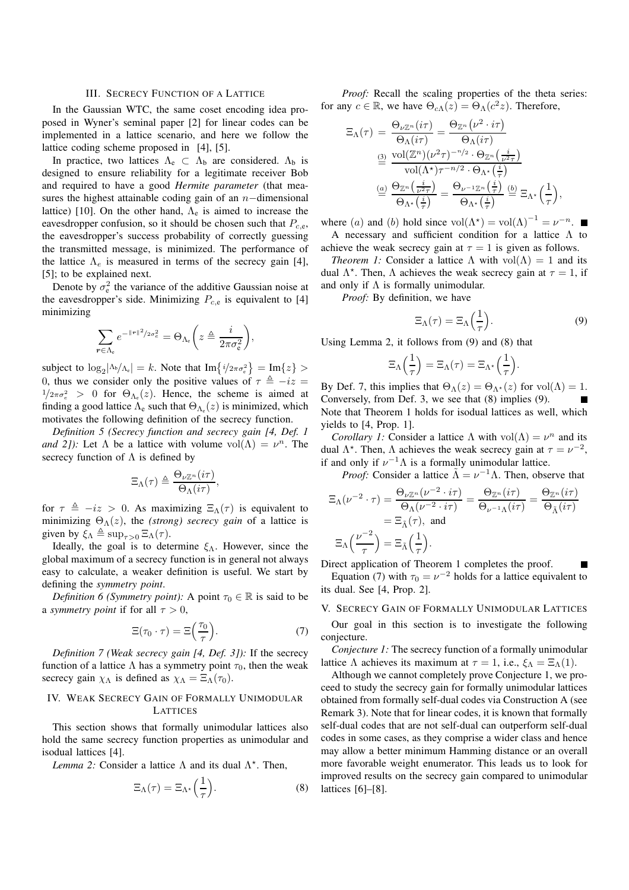## III. Secrecy Function of a Lattice

In the Gaussian WTC, the same coset encoding idea proposed in Wyner's seminal paper [2] for linear codes can be implemented in a lattice scenario, and here we follow the lattice coding scheme proposed in [4], [5].

In practice, two lattices $\Lambda_e \subset \Lambda_b$ are considered. $\Lambda_b$ is designed to ensure reliability for a legitimate receiver Bob and required to have a good *Hermite parameter* (that measures the highest attainable coding gain of an $n-$dimensional lattice) [10]. On the other hand, $\Lambda_e$ is aimed to increase the eavesdropper confusion, so it should be chosen such that $P_{c,e}$, the eavesdropper's success probability of correctly guessing the transmitted message, is minimized. The performance of the lattice $\Lambda_e$ is measured in terms of the secrecy gain [4], [5]; to be explained next.

Denote by $\sigma_e^2$ the variance of the additive Gaussian noise at the eavesdropper's side. Minimizing $P_{c,e}$ is equivalent to [4] minimizing

$$\sum_{\boldsymbol{r}\in\Lambda_e} e^{-\|\boldsymbol{r}\|^2/2\sigma_e^2} = \Theta_{\Lambda_e}\left(z \triangleq \frac{i}{2\pi\sigma_e^2}\right),$$

subject to $\log_2|\Lambda_b/\Lambda_e| = k$. Note that $\operatorname{Im}\{i/2\pi\sigma_e^2\} = \operatorname{Im}\{z\} > 0$, thus we consider only the positive values of $\tau \triangleq -iz = 1/2\pi\sigma_e^2 > 0$ for $\Theta_{\Lambda_e}(z)$. Hence, the scheme is aimed at finding a good lattice $\Lambda_e$ such that $\Theta_{\Lambda_e}(z)$ is minimized, which motivates the following definition of the secrecy function.

*Definition 5 (Secrecy function and secrecy gain [4, Def. 1 and 2]):* Let $\Lambda$ be a lattice with volume $\operatorname{vol}(\Lambda) = \nu^n$. The secrecy function of $\Lambda$ is defined by

$$\Xi_\Lambda(\tau) \triangleq \frac{\Theta_{\nu\mathbb{Z}^n}(i\tau)}{\Theta_\Lambda(i\tau)},$$

for $\tau \triangleq -iz > 0$. As maximizing $\Xi_\Lambda(\tau)$ is equivalent to minimizing $\Theta_\Lambda(z)$, the *(strong) secrecy gain* of a lattice is given by $\xi_\Lambda \triangleq \sup_{\tau>0} \Xi_\Lambda(\tau)$.

Ideally, the goal is to determine $\xi_\Lambda$. However, since the global maximum of a secrecy function is in general not always easy to calculate, a weaker definition is useful. We start by defining the *symmetry point*.

*Definition 6 (Symmetry point):* A point $\tau_0 \in \mathbb{R}$ is said to be a *symmetry point* if for all $\tau > 0$,

$$\Xi(\tau_0 \cdot \tau) = \Xi\left(\frac{\tau_0}{\tau}\right). \tag{7}$$

*Definition 7 (Weak secrecy gain [4, Def. 3]):* If the secrecy function of a lattice $\Lambda$ has a symmetry point $\tau_0$, then the weak secrecy gain $\chi_\Lambda$ is defined as $\chi_\Lambda = \Xi_\Lambda(\tau_0)$.

## IV. Weak Secrecy Gain of Formally Unimodular Lattices

This section shows that formally unimodular lattices also hold the same secrecy function properties as unimodular and isodual lattices [4].

*Lemma 2:* Consider a lattice $\Lambda$ and its dual $\Lambda^\star$. Then,

$$\Xi_\Lambda(\tau) = \Xi_{\Lambda^\star}\left(\frac{1}{\tau}\right). \tag{8}$$

*Proof:* Recall the scaling properties of the theta series: for any $c \in \mathbb{R}$, we have $\Theta_{c\Lambda}(z) = \Theta_\Lambda(c^2 z)$. Therefore,

$$\begin{aligned}
\Xi_\Lambda(\tau) &= \frac{\Theta_{\nu\mathbb{Z}^n}(i\tau)}{\Theta_\Lambda(i\tau)} = \frac{\Theta_{\mathbb{Z}^n}(\nu^2 \cdot i\tau)}{\Theta_\Lambda(i\tau)} \\
&\overset{(3)}{=} \frac{\operatorname{vol}(\mathbb{Z}^n)(\nu^2\tau)^{-n/2} \cdot \Theta_{\mathbb{Z}^n}\left(\frac{i}{\nu^2\tau}\right)}{\operatorname{vol}(\Lambda^\star)\tau^{-n/2} \cdot \Theta_{\Lambda^\star}\left(\frac{i}{\tau}\right)} \\
&\overset{(a)}{=} \frac{\Theta_{\mathbb{Z}^n}\left(\frac{i}{\nu^2\tau}\right)}{\Theta_{\Lambda^\star}\left(\frac{i}{\tau}\right)} = \frac{\Theta_{\nu^{-1}\mathbb{Z}^n}\left(\frac{i}{\tau}\right)}{\Theta_{\Lambda^\star}\left(\frac{i}{\tau}\right)} \overset{(b)}{=} \Xi_{\Lambda^\star}\left(\frac{1}{\tau}\right),
\end{aligned}$$

where $(a)$ and $(b)$ hold since $\operatorname{vol}(\Lambda^\star) = \operatorname{vol}(\Lambda)^{-1} = \nu^{-n}$. ∎

A necessary and sufficient condition for a lattice $\Lambda$ to achieve the weak secrecy gain at $\tau = 1$ is given as follows.

*Theorem 1:* Consider a lattice $\Lambda$ with $\operatorname{vol}(\Lambda) = 1$ and its dual $\Lambda^\star$. Then, $\Lambda$ achieves the weak secrecy gain at $\tau = 1$, if and only if $\Lambda$ is formally unimodular.

*Proof:* By definition, we have

$$\Xi_\Lambda(\tau) = \Xi_\Lambda\left(\frac{1}{\tau}\right). \tag{9}$$

Using Lemma 2, it follows from (9) and (8) that

$$\Xi_\Lambda\left(\frac{1}{\tau}\right) = \Xi_\Lambda(\tau) = \Xi_{\Lambda^\star}\left(\frac{1}{\tau}\right).$$

By Def. 7, this implies that $\Theta_\Lambda(z) = \Theta_{\Lambda^\star}(z)$ for $\operatorname{vol}(\Lambda) = 1$. Conversely, from Def. 3, we see that (8) implies (9). ∎

Note that Theorem 1 holds for isodual lattices as well, which yields to [4, Prop. 1].

*Corollary 1:* Consider a lattice $\Lambda$ with $\operatorname{vol}(\Lambda) = \nu^n$ and its dual $\Lambda^\star$. Then, $\Lambda$ achieves the weak secrecy gain at $\tau = \nu^{-2}$, if and only if $\nu^{-1}\Lambda$ is a formally unimodular lattice.

*Proof:* Consider a lattice $\tilde{\Lambda} = \nu^{-1}\Lambda$. Then, observe that

$$\begin{aligned}
\Xi_\Lambda(\nu^{-2} \cdot \tau) &= \frac{\Theta_{\nu\mathbb{Z}^n}(\nu^{-2} \cdot i\tau)}{\Theta_\Lambda(\nu^{-2} \cdot i\tau)} = \frac{\Theta_{\mathbb{Z}^n}(i\tau)}{\Theta_{\nu^{-1}\Lambda}(i\tau)} = \frac{\Theta_{\mathbb{Z}^n}(i\tau)}{\Theta_{\tilde{\Lambda}}(i\tau)} \\
&= \Xi_{\tilde{\Lambda}}(\tau), \text{ and} \\
\Xi_\Lambda\left(\frac{\nu^{-2}}{\tau}\right) &= \Xi_{\tilde{\Lambda}}\left(\frac{1}{\tau}\right).
\end{aligned}$$

Direct application of Theorem 1 completes the proof. ∎

Equation (7) with $\tau_0 = \nu^{-2}$ holds for a lattice equivalent to its dual. See [4, Prop. 2].

## V. Secrecy Gain of Formally Unimodular Lattices

Our goal in this section is to investigate the following conjecture.

*Conjecture 1:* The secrecy function of a formally unimodular lattice $\Lambda$ achieves its maximum at $\tau = 1$, i.e., $\xi_\Lambda = \Xi_\Lambda(1)$.

Although we cannot completely prove Conjecture 1, we proceed to study the secrecy gain for formally unimodular lattices obtained from formally self-dual codes via Construction A (see Remark 3). Note that for linear codes, it is known that formally self-dual codes that are not self-dual can outperform self-dual codes in some cases, as they comprise a wider class and hence may allow a better minimum Hamming distance or an overall more favorable weight enumerator. This leads us to look for improved results on the secrecy gain compared to unimodular lattices [6]–[8].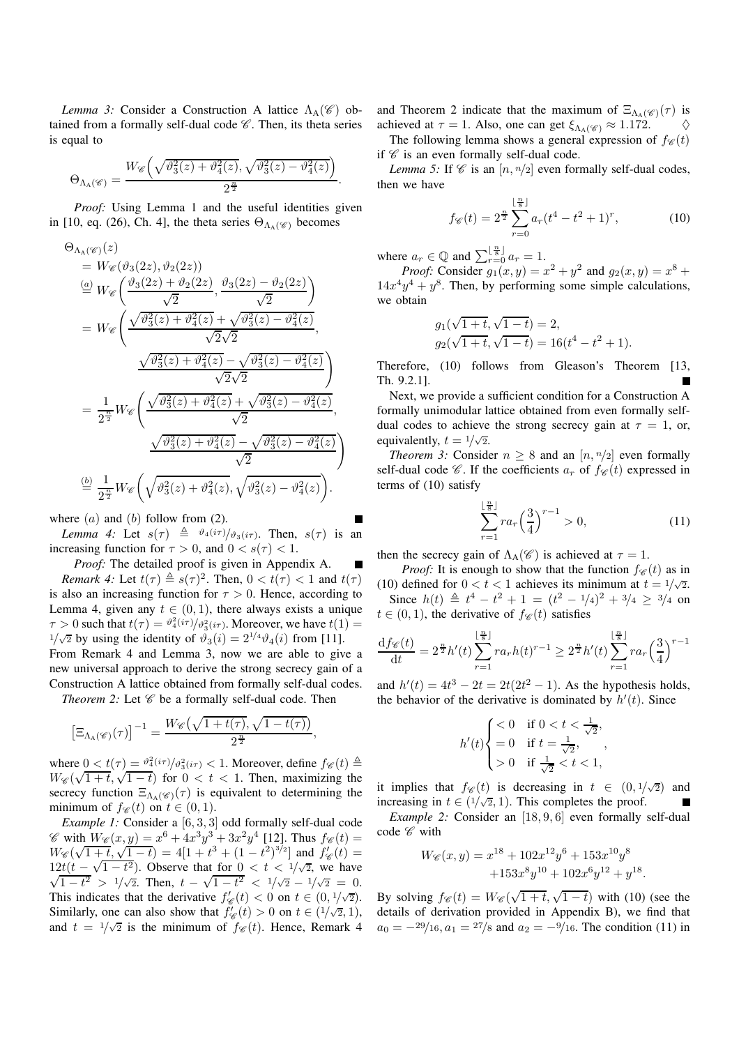*Lemma 3:* Consider a Construction A lattice $\Lambda_{\text{A}}(\mathscr{C})$ obtained from a formally self-dual code $\mathscr{C}$. Then, its theta series is equal to

$$\Theta_{\Lambda_{\text{A}}(\mathscr{C})} = \frac{W_{\mathscr{C}}\Big(\sqrt{\vartheta_3^2(z)+\vartheta_4^2(z)}, \sqrt{\vartheta_3^2(z)-\vartheta_4^2(z)}\Big)}{2^{\frac{n}{2}}}.$$

*Proof:* Using Lemma 1 and the useful identities given in [10, eq. (26), Ch. 4], the theta series $\Theta_{\Lambda_{\text{A}}(\mathscr{C})}$ becomes

$$\begin{aligned}
&\Theta_{\Lambda_{\text{A}}(\mathscr{C})}(z) \\
&= W_{\mathscr{C}}(\vartheta_3(2z), \vartheta_2(2z)) \\
&\overset{(a)}{=} W_{\mathscr{C}}\bigg(\frac{\vartheta_3(2z)+\vartheta_2(2z)}{\sqrt{2}}, \frac{\vartheta_3(2z)-\vartheta_2(2z)}{\sqrt{2}}\bigg) \\
&= W_{\mathscr{C}}\Bigg(\frac{\sqrt{\vartheta_3^2(z)+\vartheta_4^2(z)}+\sqrt{\vartheta_3^2(z)-\vartheta_4^2(z)}}{\sqrt{2}\sqrt{2}}, \\
&\qquad \frac{\sqrt{\vartheta_3^2(z)+\vartheta_4^2(z)}-\sqrt{\vartheta_3^2(z)-\vartheta_4^2(z)}}{\sqrt{2}\sqrt{2}}\Bigg) \\
&= \frac{1}{2^{\frac{n}{2}}} W_{\mathscr{C}}\Bigg(\frac{\sqrt{\vartheta_3^2(z)+\vartheta_4^2(z)}+\sqrt{\vartheta_3^2(z)-\vartheta_4^2(z)}}{\sqrt{2}}, \\
&\qquad \frac{\sqrt{\vartheta_3^2(z)+\vartheta_4^2(z)}-\sqrt{\vartheta_3^2(z)-\vartheta_4^2(z)}}{\sqrt{2}}\Bigg) \\
&\overset{(b)}{=} \frac{1}{2^{\frac{n}{2}}} W_{\mathscr{C}}\bigg(\sqrt{\vartheta_3^2(z)+\vartheta_4^2(z)}, \sqrt{\vartheta_3^2(z)-\vartheta_4^2(z)}\bigg).
\end{aligned}$$

where $(a)$ and $(b)$ follow from (2). ∎

*Lemma 4:* Let $s(\tau) \triangleq {}^{\vartheta_4(i\tau)}/_{\vartheta_3(i\tau)}$. Then, $s(\tau)$ is an increasing function for $\tau > 0$, and $0 < s(\tau) < 1$.

*Proof:* The detailed proof is given in Appendix A. ∎

*Remark 4:* Let $t(\tau) \triangleq s(\tau)^2$. Then, $0 < t(\tau) < 1$ and $t(\tau)$ is also an increasing function for $\tau > 0$. Hence, according to Lemma 4, given any $t \in (0,1)$, there always exists a unique $\tau > 0$ such that $t(\tau) = {}^{\vartheta_4^2(i\tau)}/_{\vartheta_3^2(i\tau)}$. Moreover, we have $t(1) = {}^{1}/_{\sqrt{2}}$ by using the identity of $\vartheta_3(i) = 2^{1/4}\vartheta_4(i)$ from [11].

From Remark 4 and Lemma 3, now we are able to give a new universal approach to derive the strong secrecy gain of a Construction A lattice obtained from formally self-dual codes.

*Theorem 2:* Let $\mathscr{C}$ be a formally self-dual code. Then

$$\big[\Xi_{\Lambda_{\text{A}}(\mathscr{C})}(\tau)\big]^{-1} = \frac{W_{\mathscr{C}}\big(\sqrt{1+t(\tau)}, \sqrt{1-t(\tau)}\big)}{2^{\frac{n}{2}}},$$

where $0 < t(\tau) = {}^{\vartheta_4^2(i\tau)}/_{\vartheta_3^2(i\tau)} < 1$. Moreover, define $f_{\mathscr{C}}(t) \triangleq W_{\mathscr{C}}(\sqrt{1+t}, \sqrt{1-t})$ for $0 < t < 1$. Then, maximizing the secrecy function $\Xi_{\Lambda_{\text{A}}(\mathscr{C})}(\tau)$ is equivalent to determining the minimum of $f_{\mathscr{C}}(t)$ on $t \in (0,1)$.

*Example 1:* Consider a $[6,3,3]$ odd formally self-dual code $\mathscr{C}$ with $W_{\mathscr{C}}(x,y) = x^6 + 4x^3y^3 + 3x^2y^4$ [12]. Thus $f_{\mathscr{C}}(t) = W_{\mathscr{C}}(\sqrt{1+t}, \sqrt{1-t}) = 4[1 + t^3 + (1-t^2)^{3/2}]$ and $f'_{\mathscr{C}}(t) = 12t(t - \sqrt{1-t^2})$. Observe that for $0 < t < {}^{1}/_{\sqrt{2}}$, we have $\sqrt{1-t^2} > {}^{1}/_{\sqrt{2}}$. Then, $t - \sqrt{1-t^2} < {}^{1}/_{\sqrt{2}} - {}^{1}/_{\sqrt{2}} = 0$. This indicates that the derivative $f'_{\mathscr{C}}(t) < 0$ on $t \in (0, {}^{1}/_{\sqrt{2}})$. Similarly, one can also show that $f'_{\mathscr{C}}(t) > 0$ on $t \in ({}^{1}/_{\sqrt{2}}, 1)$, and $t = {}^{1}/_{\sqrt{2}}$ is the minimum of $f_{\mathscr{C}}(t)$. Hence, Remark 4 and Theorem 2 indicate that the maximum of $\Xi_{\Lambda_{\text{A}}(\mathscr{C})}(\tau)$ is achieved at $\tau = 1$. Also, one can get $\xi_{\Lambda_{\text{A}}(\mathscr{C})} \approx 1.172$. ◇

The following lemma shows a general expression of $f_{\mathscr{C}}(t)$ if $\mathscr{C}$ is an even formally self-dual code.

*Lemma 5:* If $\mathscr{C}$ is an $[n, {}^{n}/_{2}]$ even formally self-dual codes, then we have

$$f_{\mathscr{C}}(t) = 2^{\frac{n}{2}} \sum_{r=0}^{\lfloor \frac{n}{8} \rfloor} a_r (t^4 - t^2 + 1)^r, \tag{10}$$

where $a_r \in \mathbb{Q}$ and $\sum_{r=0}^{\lfloor \frac{n}{8} \rfloor} a_r = 1$.

*Proof:* Consider $g_1(x,y) = x^2 + y^2$ and $g_2(x,y) = x^8 + 14x^4y^4 + y^8$. Then, by performing some simple calculations, we obtain

$$\begin{aligned}
&g_1(\sqrt{1+t}, \sqrt{1-t}) = 2, \\
&g_2(\sqrt{1+t}, \sqrt{1-t}) = 16(t^4 - t^2 + 1).
\end{aligned}$$

Therefore, (10) follows from Gleason's Theorem [13, Th. 9.2.1]. ∎

Next, we provide a sufficient condition for a Construction A formally unimodular lattice obtained from even formally self-dual codes to achieve the strong secrecy gain at $\tau = 1$, or, equivalently, $t = {}^{1}/_{\sqrt{2}}$.

*Theorem 3:* Consider $n \geq 8$ and an $[n, {}^{n}/_{2}]$ even formally self-dual code $\mathscr{C}$. If the coefficients $a_r$ of $f_{\mathscr{C}}(t)$ expressed in terms of (10) satisfy

$$\sum_{r=1}^{\lfloor \frac{n}{8} \rfloor} r a_r \Big(\frac{3}{4}\Big)^{r-1} > 0, \tag{11}$$

then the secrecy gain of $\Lambda_{\text{A}}(\mathscr{C})$ is achieved at $\tau = 1$.

*Proof:* It is enough to show that the function $f_{\mathscr{C}}(t)$ as in (10) defined for $0 < t < 1$ achieves its minimum at $t = {}^{1}/_{\sqrt{2}}$. Since $h(t) \triangleq t^4 - t^2 + 1 = (t^2 - {}^{1}/_{4})^2 + {}^{3}/_{4} \geq {}^{3}/_{4}$ on $t \in (0,1)$, the derivative of $f_{\mathscr{C}}(t)$ satisfies

$$\frac{\mathrm{d}f_{\mathscr{C}}(t)}{\mathrm{d}t} = 2^{\frac{n}{2}} h'(t) \sum_{r=1}^{\lfloor \frac{n}{8} \rfloor} r a_r h(t)^{r-1} \geq 2^{\frac{n}{2}} h'(t) \sum_{r=1}^{\lfloor \frac{n}{8} \rfloor} r a_r \Big(\frac{3}{4}\Big)^{r-1}$$

and $h'(t) = 4t^3 - 2t = 2t(2t^2 - 1)$. As the hypothesis holds, the behavior of the derivative is dominated by $h'(t)$. Since

$$h'(t) \begin{cases} < 0 & \text{if } 0 < t < \frac{1}{\sqrt{2}}, \\ = 0 & \text{if } t = \frac{1}{\sqrt{2}}, \\ > 0 & \text{if } \frac{1}{\sqrt{2}} < t < 1, \end{cases},$$

it implies that $f_{\mathscr{C}}(t)$ is decreasing in $t \in (0, {}^{1}/_{\sqrt{2}})$ and increasing in $t \in ({}^{1}/_{\sqrt{2}}, 1)$. This completes the proof. ∎

*Example 2:* Consider an $[18, 9, 6]$ even formally self-dual code $\mathscr{C}$ with

$$\begin{aligned}
W_{\mathscr{C}}(x,y) = x^{18} &+ 102x^{12}y^6 + 153x^{10}y^8 \\
&+ 153x^8y^{10} + 102x^6y^{12} + y^{18}.
\end{aligned}$$

By solving $f_{\mathscr{C}}(t) = W_{\mathscr{C}}(\sqrt{1+t}, \sqrt{1-t})$ with (10) (see the details of derivation provided in Appendix B), we find that $a_0 = -{}^{29}/_{16}, a_1 = {}^{27}/_{8}$ and $a_2 = -{}^{9}/_{16}$. The condition (11) in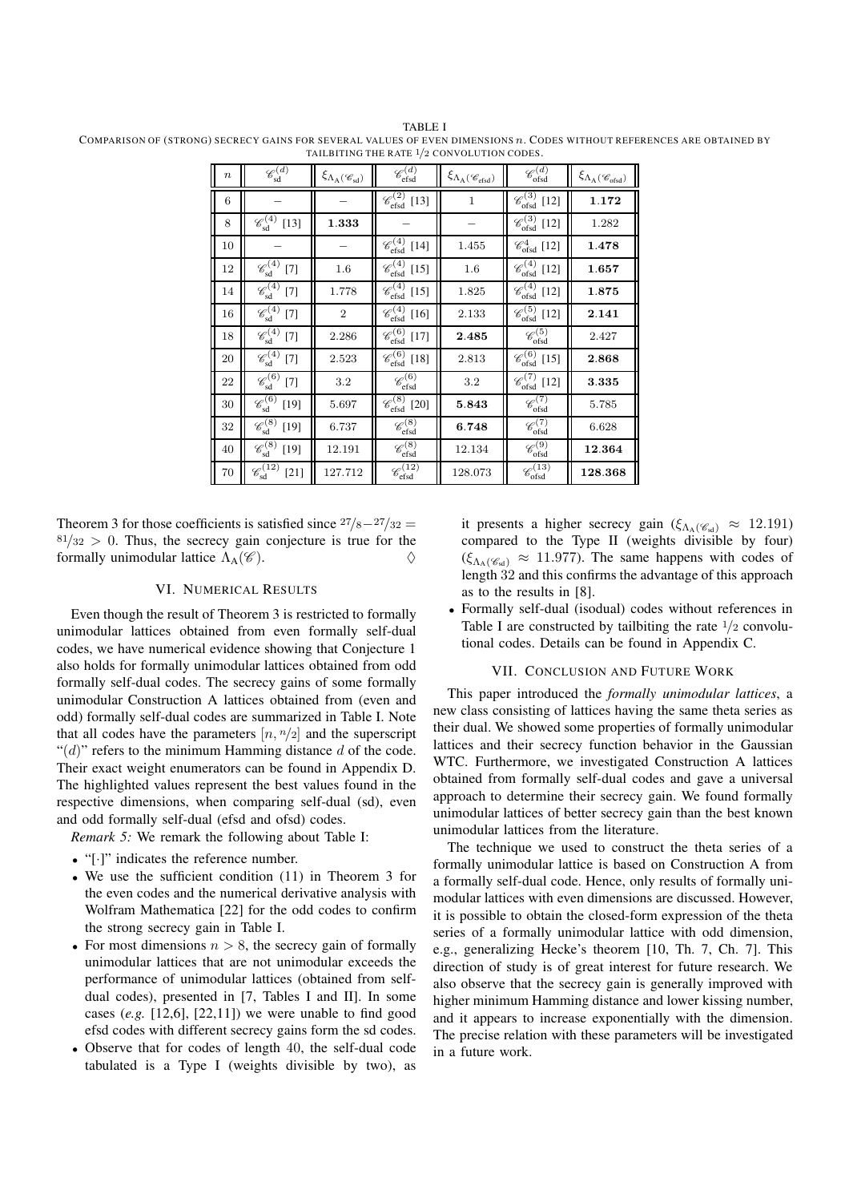TABLE I
COMPARISON OF (STRONG) SECRECY GAINS FOR SEVERAL VALUES OF EVEN DIMENSIONS $n$. CODES WITHOUT REFERENCES ARE OBTAINED BY TAILBITING THE RATE $1/2$ CONVOLUTION CODES.

| $n$ | $\mathscr{C}_{\text{sd}}^{(d)}$ | $\xi_{\Lambda_A(\mathscr{C}_{\text{sd}})}$ | $\mathscr{C}_{\text{efsd}}^{(d)}$ | $\xi_{\Lambda_A(\mathscr{C}_{\text{efsd}})}$ | $\mathscr{C}_{\text{ofsd}}^{(d)}$ | $\xi_{\Lambda_A(\mathscr{C}_{\text{ofsd}})}$ |
|---|---|---|---|---|---|---|
| 6 | – | – | $\mathscr{C}_{\text{efsd}}^{(2)}$ [13] | 1 | $\mathscr{C}_{\text{ofsd}}^{(3)}$ [12] | **1.172** |
| 8 | $\mathscr{C}_{\text{sd}}^{(4)}$ [13] | **1.333** | – | – | $\mathscr{C}_{\text{ofsd}}^{(3)}$ [12] | 1.282 |
| 10 | – | – | $\mathscr{C}_{\text{efsd}}^{(4)}$ [14] | 1.455 | $\mathscr{C}_{\text{ofsd}}^{4}$ [12] | **1.478** |
| 12 | $\mathscr{C}_{\text{sd}}^{(4)}$ [7] | 1.6 | $\mathscr{C}_{\text{efsd}}^{(4)}$ [15] | 1.6 | $\mathscr{C}_{\text{ofsd}}^{(4)}$ [12] | **1.657** |
| 14 | $\mathscr{C}_{\text{sd}}^{(4)}$ [7] | 1.778 | $\mathscr{C}_{\text{efsd}}^{(4)}$ [15] | 1.825 | $\mathscr{C}_{\text{ofsd}}^{(4)}$ [12] | **1.875** |
| 16 | $\mathscr{C}_{\text{sd}}^{(4)}$ [7] | 2 | $\mathscr{C}_{\text{efsd}}^{(4)}$ [16] | 2.133 | $\mathscr{C}_{\text{ofsd}}^{(5)}$ [12] | **2.141** |
| 18 | $\mathscr{C}_{\text{sd}}^{(4)}$ [7] | 2.286 | $\mathscr{C}_{\text{efsd}}^{(6)}$ [17] | **2.485** | $\mathscr{C}_{\text{ofsd}}^{(5)}$ | 2.427 |
| 20 | $\mathscr{C}_{\text{sd}}^{(4)}$ [7] | 2.523 | $\mathscr{C}_{\text{efsd}}^{(6)}$ [18] | 2.813 | $\mathscr{C}_{\text{ofsd}}^{(6)}$ [15] | **2.868** |
| 22 | $\mathscr{C}_{\text{sd}}^{(6)}$ [7] | 3.2 | $\mathscr{C}_{\text{efsd}}^{(6)}$ | 3.2 | $\mathscr{C}_{\text{ofsd}}^{(7)}$ [12] | **3.335** |
| 30 | $\mathscr{C}_{\text{sd}}^{(6)}$ [19] | 5.697 | $\mathscr{C}_{\text{efsd}}^{(8)}$ [20] | **5.843** | $\mathscr{C}_{\text{ofsd}}^{(7)}$ | 5.785 |
| 32 | $\mathscr{C}_{\text{sd}}^{(8)}$ [19] | 6.737 | $\mathscr{C}_{\text{efsd}}^{(8)}$ | **6.748** | $\mathscr{C}_{\text{ofsd}}^{(7)}$ | 6.628 |
| 40 | $\mathscr{C}_{\text{sd}}^{(8)}$ [19] | 12.191 | $\mathscr{C}_{\text{efsd}}^{(8)}$ | 12.134 | $\mathscr{C}_{\text{ofsd}}^{(9)}$ | **12.364** |
| 70 | $\mathscr{C}_{\text{sd}}^{(12)}$ [21] | 127.712 | $\mathscr{C}_{\text{efsd}}^{(12)}$ | 128.073 | $\mathscr{C}_{\text{ofsd}}^{(13)}$ | **128.368** |

Theorem 3 for those coefficients is satisfied since $27/8 - 27/32 = 81/32 > 0$. Thus, the secrecy gain conjecture is true for the formally unimodular lattice $\Lambda_A(\mathscr{C})$. $\diamondsuit$

## VI. Numerical Results

Even though the result of Theorem 3 is restricted to formally unimodular lattices obtained from even formally self-dual codes, we have numerical evidence showing that Conjecture 1 also holds for formally unimodular lattices obtained from odd formally self-dual codes. The secrecy gains of some formally unimodular Construction A lattices obtained from (even and odd) formally self-dual codes are summarized in Table I. Note that all codes have the parameters $[n, n/2]$ and the superscript "$(d)$" refers to the minimum Hamming distance $d$ of the code. Their exact weight enumerators can be found in Appendix D. The highlighted values represent the best values found in the respective dimensions, when comparing self-dual (sd), even and odd formally self-dual (efsd and ofsd) codes.

*Remark 5:* We remark the following about Table I:

- "[·]" indicates the reference number.
- We use the sufficient condition (11) in Theorem 3 for the even codes and the numerical derivative analysis with Wolfram Mathematica [22] for the odd codes to confirm the strong secrecy gain in Table I.
- For most dimensions $n > 8$, the secrecy gain of formally unimodular lattices that are not unimodular exceeds the performance of unimodular lattices (obtained from self-dual codes), presented in [7, Tables I and II]. In some cases (*e.g.* [12,6], [22,11]) we were unable to find good efsd codes with different secrecy gains form the sd codes.
- Observe that for codes of length $40$, the self-dual code tabulated is a Type I (weights divisible by two), as it presents a higher secrecy gain ($\xi_{\Lambda_A(\mathscr{C}_{\text{sd}})} \approx 12.191$) compared to the Type II (weights divisible by four) ($\xi_{\Lambda_A(\mathscr{C}_{\text{sd}})} \approx 11.977$). The same happens with codes of length 32 and this confirms the advantage of this approach as to the results in [8].
- Formally self-dual (isodual) codes without references in Table I are constructed by tailbiting the rate $1/2$ convolutional codes. Details can be found in Appendix C.

## VII. Conclusion and Future Work

This paper introduced the *formally unimodular lattices*, a new class consisting of lattices having the same theta series as their dual. We showed some properties of formally unimodular lattices and their secrecy function behavior in the Gaussian WTC. Furthermore, we investigated Construction A lattices obtained from formally self-dual codes and gave a universal approach to determine their secrecy gain. We found formally unimodular lattices of better secrecy gain than the best known unimodular lattices from the literature.

The technique we used to construct the theta series of a formally unimodular lattice is based on Construction A from a formally self-dual code. Hence, only results of formally unimodular lattices with even dimensions are discussed. However, it is possible to obtain the closed-form expression of the theta series of a formally unimodular lattice with odd dimension, e.g., generalizing Hecke's theorem [10, Th. 7, Ch. 7]. This direction of study is of great interest for future research. We also observe that the secrecy gain is generally improved with higher minimum Hamming distance and lower kissing number, and it appears to increase exponentially with the dimension. The precise relation with these parameters will be investigated in a future work.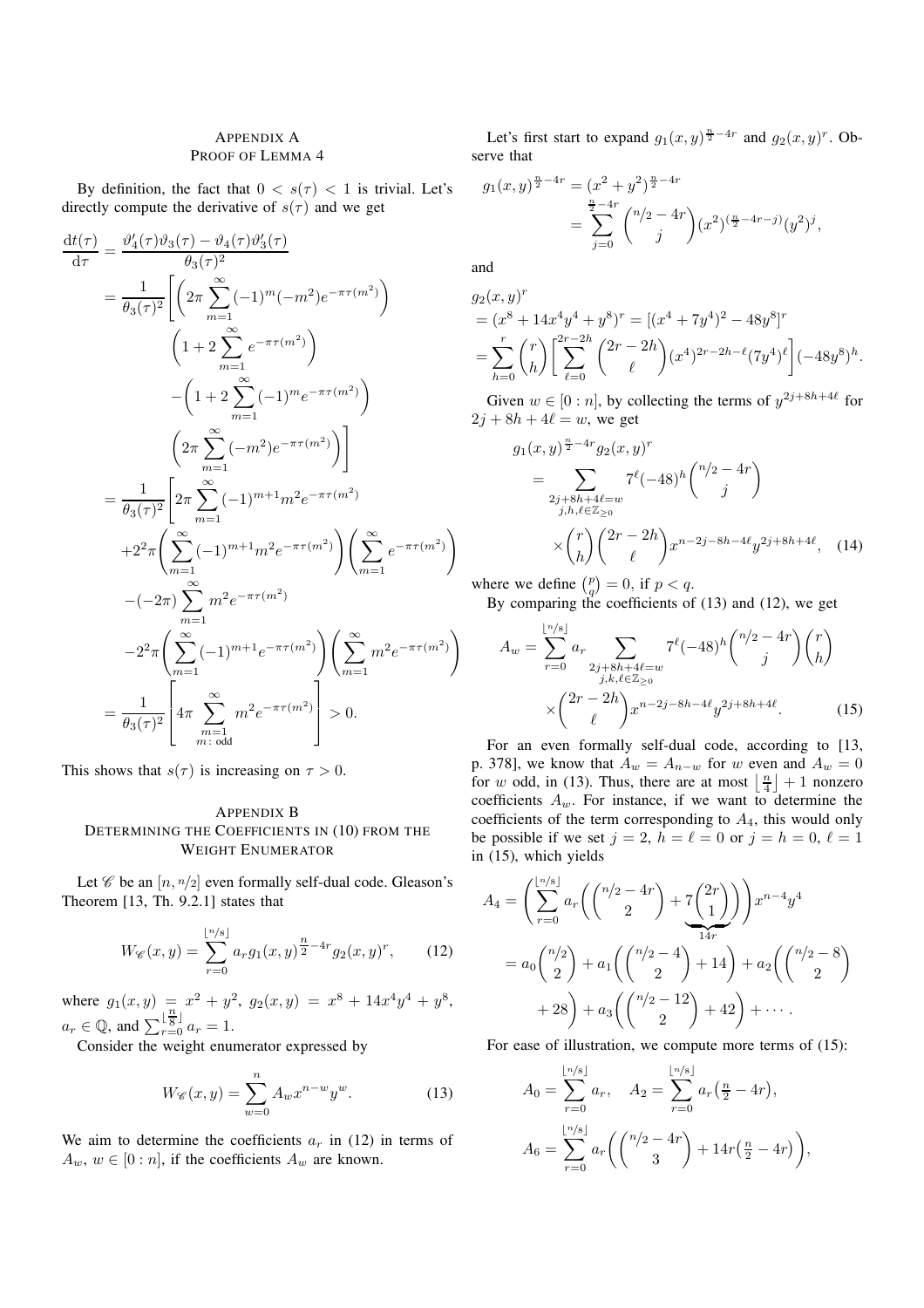## APPENDIX A
## PROOF OF LEMMA 4

By definition, the fact that $0 < s(\tau) < 1$ is trivial. Let's directly compute the derivative of $s(\tau)$ and we get

$$
\begin{aligned}
\frac{\mathrm{d}t(\tau)}{\mathrm{d}\tau} &= \frac{\vartheta_4'(\tau)\vartheta_3(\tau) - \vartheta_4(\tau)\vartheta_3'(\tau)}{\theta_3(\tau)^2} \\
&= \frac{1}{\theta_3(\tau)^2}\Bigg[\bigg(2\pi\sum_{m=1}^{\infty}(-1)^m(-m^2)e^{-\pi\tau(m^2)}\bigg) \\
&\qquad \bigg(1 + 2\sum_{m=1}^{\infty}e^{-\pi\tau(m^2)}\bigg) \\
&\qquad -\bigg(1 + 2\sum_{m=1}^{\infty}(-1)^m e^{-\pi\tau(m^2)}\bigg) \\
&\qquad \bigg(2\pi\sum_{m=1}^{\infty}(-m^2)e^{-\pi\tau(m^2)}\bigg)\Bigg] \\
&= \frac{1}{\theta_3(\tau)^2}\Bigg[2\pi\sum_{m=1}^{\infty}(-1)^{m+1}m^2 e^{-\pi\tau(m^2)} \\
&\qquad +2^2\pi\bigg(\sum_{m=1}^{\infty}(-1)^{m+1}m^2e^{-\pi\tau(m^2)}\bigg)\bigg(\sum_{m=1}^{\infty}e^{-\pi\tau(m^2)}\bigg) \\
&\qquad -(-2\pi)\sum_{m=1}^{\infty}m^2e^{-\pi\tau(m^2)} \\
&\qquad -2^2\pi\bigg(\sum_{m=1}^{\infty}(-1)^{m+1}e^{-\pi\tau(m^2)}\bigg)\bigg(\sum_{m=1}^{\infty}m^2e^{-\pi\tau(m^2)}\bigg) \\
&= \frac{1}{\theta_3(\tau)^2}\Bigg[4\pi\sum_{\substack{m=1\\ m:\text{ odd}}}^{\infty}m^2e^{-\pi\tau(m^2)}\Bigg] > 0.
\end{aligned}
$$

This shows that $s(\tau)$ is increasing on $\tau > 0$.

## APPENDIX B
## DETERMINING THE COEFFICIENTS IN (10) FROM THE WEIGHT ENUMERATOR

Let $\mathscr{C}$ be an $[n, n/2]$ even formally self-dual code. Gleason's Theorem [13, Th. 9.2.1] states that

$$
W_{\mathscr{C}}(x,y) = \sum_{r=0}^{\lfloor n/8 \rfloor} a_r g_1(x,y)^{\frac{n}{2}-4r}g_2(x,y)^r, \qquad (12)
$$

where $g_1(x,y) = x^2 + y^2$, $g_2(x,y) = x^8 + 14x^4y^4 + y^8$, $a_r \in \mathbb{Q}$, and $\sum_{r=0}^{\lfloor \frac{n}{8} \rfloor} a_r = 1$.

Consider the weight enumerator expressed by

$$
W_{\mathscr{C}}(x,y) = \sum_{w=0}^{n} A_w x^{n-w}y^w. \qquad (13)
$$

We aim to determine the coefficients $a_r$ in (12) in terms of $A_w$, $w \in [0:n]$, if the coefficients $A_w$ are known.

Let's first start to expand $g_1(x,y)^{\frac{n}{2}-4r}$ and $g_2(x,y)^r$. Observe that

$$
\begin{aligned}
g_1(x,y)^{\frac{n}{2}-4r} &= (x^2+y^2)^{\frac{n}{2}-4r} \\
&= \sum_{j=0}^{\frac{n}{2}-4r}\binom{n/2-4r}{j}(x^2)^{(\frac{n}{2}-4r-j)}(y^2)^j,
\end{aligned}
$$

and

$$
\begin{aligned}
&g_2(x,y)^r \\
&= (x^8 + 14x^4y^4 + y^8)^r = [(x^4+7y^4)^2 - 48y^8]^r \\
&= \sum_{h=0}^{r}\binom{r}{h}\bigg[\sum_{\ell=0}^{2r-2h}\binom{2r-2h}{\ell}(x^4)^{2r-2h-\ell}(7y^4)^{\ell}\bigg](-48y^8)^h.
\end{aligned}
$$

Given $w \in [0:n]$, by collecting the terms of $y^{2j+8h+4\ell}$ for $2j + 8h + 4\ell = w$, we get

$$
\begin{aligned}
&g_1(x,y)^{\frac{n}{2}-4r}g_2(x,y)^r \\
&= \sum_{\substack{2j+8h+4\ell=w\\ j,h,\ell\in\mathbb{Z}_{\geq 0}}} 7^{\ell}(-48)^h\binom{n/2-4r}{j} \\
&\qquad \times\binom{r}{h}\binom{2r-2h}{\ell}x^{n-2j-8h-4\ell}y^{2j+8h+4\ell}, \quad (14)
\end{aligned}
$$

where we define $\binom{p}{q} = 0$, if $p < q$.

By comparing the coefficients of (13) and (12), we get

$$
\begin{aligned}
A_w = \sum_{r=0}^{\lfloor n/8 \rfloor} a_r &\sum_{\substack{2j+8h+4\ell=w\\ j,k,\ell\in\mathbb{Z}_{\geq 0}}} 7^{\ell}(-48)^h\binom{n/2-4r}{j}\binom{r}{h} \\
&\times\binom{2r-2h}{\ell}x^{n-2j-8h-4\ell}y^{2j+8h+4\ell}. \qquad (15)
\end{aligned}
$$

For an even formally self-dual code, according to [13, p. 378], we know that $A_w = A_{n-w}$ for $w$ even and $A_w = 0$ for $w$ odd, in (13). Thus, there are at most $\lfloor \frac{n}{4} \rfloor + 1$ nonzero coefficients $A_w$. For instance, if we want to determine the coefficients of the term corresponding to $A_4$, this would only be possible if we set $j = 2$, $h = \ell = 0$ or $j = h = 0$, $\ell = 1$ in (15), which yields

$$
\begin{aligned}
A_4 &= \Bigg(\sum_{r=0}^{\lfloor n/8 \rfloor} a_r\bigg(\binom{n/2-4r}{2} + \underbrace{7\binom{2r}{1}}_{14r}\bigg)\Bigg)x^{n-4}y^4 \\
&= a_0\binom{n/2}{2} + a_1\bigg(\binom{n/2-4}{2} + 14\bigg) + a_2\bigg(\binom{n/2-8}{2} \\
&\qquad + 28\bigg) + a_3\bigg(\binom{n/2-12}{2} + 42\bigg) + \cdots.
\end{aligned}
$$

For ease of illustration, we compute more terms of (15):

$$
\begin{aligned}
&A_0 = \sum_{r=0}^{\lfloor n/8 \rfloor} a_r, \quad A_2 = \sum_{r=0}^{\lfloor n/8 \rfloor} a_r\big(\tfrac{n}{2} - 4r\big), \\
&A_6 = \sum_{r=0}^{\lfloor n/8 \rfloor} a_r\bigg(\binom{n/2-4r}{3} + 14r\big(\tfrac{n}{2} - 4r\big)\bigg),
\end{aligned}
$$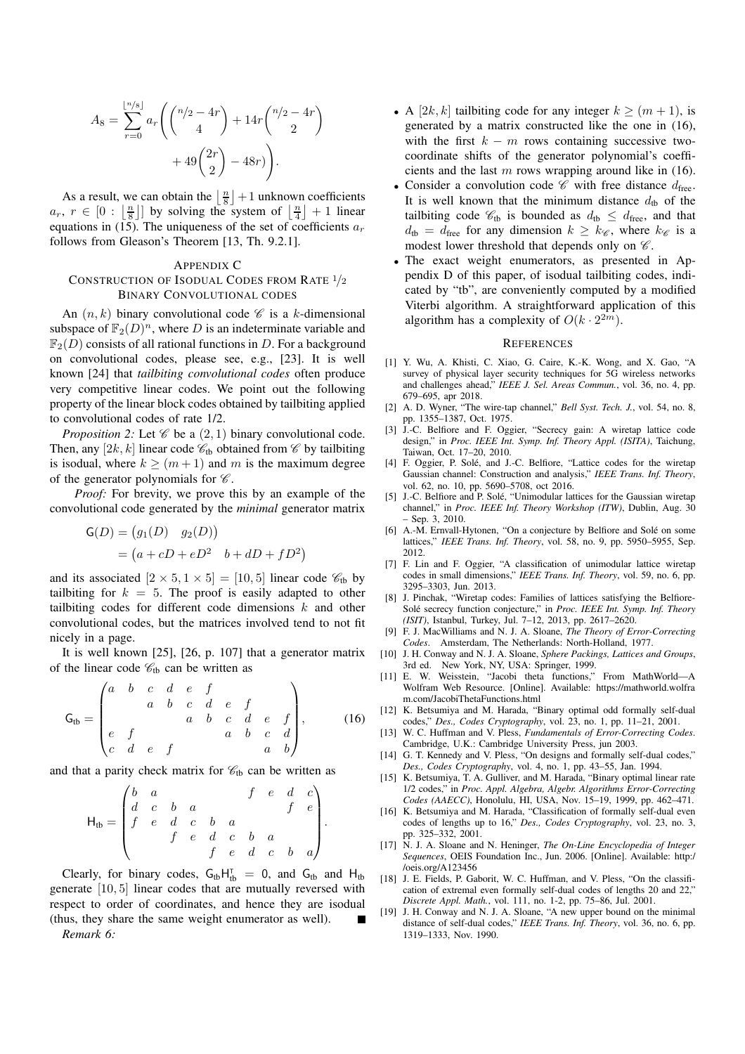$$A_8 = \sum_{r=0}^{\lfloor n/8 \rfloor} a_r \Biggl( \binom{n/2 - 4r}{4} + 14r \binom{n/2 - 4r}{2} + 49 \binom{2r}{2} - 48r) \Biggr).$$

As a result, we can obtain the $\lfloor \frac{n}{8} \rfloor + 1$ unknown coefficients $a_r$, $r \in [0 : \lfloor \frac{n}{8} \rfloor]$ by solving the system of $\lfloor \frac{n}{4} \rfloor + 1$ linear equations in (15). The uniqueness of the set of coefficients $a_r$ follows from Gleason's Theorem [13, Th. 9.2.1].

## APPENDIX C
## CONSTRUCTION OF ISODUAL CODES FROM RATE 1/2 BINARY CONVOLUTIONAL CODES

An $(n, k)$ binary convolutional code $\mathscr{C}$ is a $k$-dimensional subspace of $\mathbb{F}_2(D)^n$, where $D$ is an indeterminate variable and $\mathbb{F}_2(D)$ consists of all rational functions in $D$. For a background on convolutional codes, please see, e.g., [23]. It is well known [24] that *tailbiting convolutional codes* often produce very competitive linear codes. We point out the following property of the linear block codes obtained by tailbiting applied to convolutional codes of rate 1/2.

*Proposition 2:* Let $\mathscr{C}$ be a $(2, 1)$ binary convolutional code. Then, any $[2k, k]$ linear code $\mathscr{C}_{\text{tb}}$ obtained from $\mathscr{C}$ by tailbiting is isodual, where $k \geq (m+1)$ and $m$ is the maximum degree of the generator polynomials for $\mathscr{C}$.

*Proof:* For brevity, we prove this by an example of the convolutional code generated by the *minimal* generator matrix

$$\begin{aligned}\mathsf{G}(D) &= \begin{pmatrix} g_1(D) & g_2(D) \end{pmatrix} \\ &= \begin{pmatrix} a + cD + eD^2 & b + dD + fD^2 \end{pmatrix}\end{aligned}$$

and its associated $[2 \times 5, 1 \times 5] = [10, 5]$ linear code $\mathscr{C}_{\text{tb}}$ by tailbiting for $k = 5$. The proof is easily adapted to other tailbiting codes for different code dimensions $k$ and other convolutional codes, but the matrices involved tend to not fit nicely in a page.

It is well known [25], [26, p. 107] that a generator matrix of the linear code $\mathscr{C}_{\text{tb}}$ can be written as

$$\mathsf{G}_{\text{tb}} = \begin{pmatrix} a & b & c & d & e & f & & & & \\ & & a & b & c & d & e & f & & \\ & & & & a & b & c & d & e & f \\ e & f & & & & & a & b & c & d \\ c & d & e & f & & & & & a & b \end{pmatrix}, \tag{16}$$

and that a parity check matrix for $\mathscr{C}_{\text{tb}}$ can be written as

$$\mathsf{H}_{\text{tb}} = \begin{pmatrix} b & a & & & & & f & e & d & c \\ d & c & b & a & & & & & f & e \\ f & e & d & c & b & a & & & & \\ & & f & e & d & c & b & a & & \\ & & & & f & e & d & c & b & a \end{pmatrix}.$$

Clearly, for binary codes, $\mathsf{G}_{\text{tb}}\mathsf{H}_{\text{tb}}^{\mathsf{T}} = \mathsf{0}$, and $\mathsf{G}_{\text{tb}}$ and $\mathsf{H}_{\text{tb}}$ generate $[10, 5]$ linear codes that are mutually reversed with respect to order of coordinates, and hence they are isodual (thus, they share the same weight enumerator as well). ∎

*Remark 6:*

- A $[2k, k]$ tailbiting code for any integer $k \geq (m+1)$, is generated by a matrix constructed like the one in (16), with the first $k - m$ rows containing successive two-coordinate shifts of the generator polynomial's coefficients and the last $m$ rows wrapping around like in (16).
- Consider a convolution code $\mathscr{C}$ with free distance $d_{\text{free}}$. It is well known that the minimum distance $d_{\text{tb}}$ of the tailbiting code $\mathscr{C}_{\text{tb}}$ is bounded as $d_{\text{tb}} \leq d_{\text{free}}$, and that $d_{\text{tb}} = d_{\text{free}}$ for any dimension $k \geq k_{\mathscr{C}}$, where $k_{\mathscr{C}}$ is a modest lower threshold that depends only on $\mathscr{C}$.
- The exact weight enumerators, as presented in Appendix D of this paper, of isodual tailbiting codes, indicated by "tb", are conveniently computed by a modified Viterbi algorithm. A straightforward application of this algorithm has a complexity of $O(k \cdot 2^{2m})$.

## REFERENCES

[1] Y. Wu, A. Khisti, C. Xiao, G. Caire, K.-K. Wong, and X. Gao, "A survey of physical layer security techniques for 5G wireless networks and challenges ahead," *IEEE J. Sel. Areas Commun.*, vol. 36, no. 4, pp. 679–695, apr 2018.

[2] A. D. Wyner, "The wire-tap channel," *Bell Syst. Tech. J.*, vol. 54, no. 8, pp. 1355–1387, Oct. 1975.

[3] J.-C. Belfiore and F. Oggier, "Secrecy gain: A wiretap lattice code design," in *Proc. IEEE Int. Symp. Inf. Theory Appl. (ISITA)*, Taichung, Taiwan, Oct. 17–20, 2010.

[4] F. Oggier, P. Solé, and J.-C. Belfiore, "Lattice codes for the wiretap Gaussian channel: Construction and analysis," *IEEE Trans. Inf. Theory*, vol. 62, no. 10, pp. 5690–5708, oct 2016.

[5] J.-C. Belfiore and P. Solé, "Unimodular lattices for the Gaussian wiretap channel," in *Proc. IEEE Inf. Theory Workshop (ITW)*, Dublin, Aug. 30 – Sep. 3, 2010.

[6] A.-M. Ernvall-Hytonen, "On a conjecture by Belfiore and Solé on some lattices," *IEEE Trans. Inf. Theory*, vol. 58, no. 9, pp. 5950–5955, Sep. 2012.

[7] F. Lin and F. Oggier, "A classification of unimodular lattice wiretap codes in small dimensions," *IEEE Trans. Inf. Theory*, vol. 59, no. 6, pp. 3295–3303, Jun. 2013.

[8] J. Pinchak, "Wiretap codes: Families of lattices satisfying the Belfiore-Solé secrecy function conjecture," in *Proc. IEEE Int. Symp. Inf. Theory (ISIT)*, Istanbul, Turkey, Jul. 7–12, 2013, pp. 2617–2620.

[9] F. J. MacWilliams and N. J. A. Sloane, *The Theory of Error-Correcting Codes*. Amsterdam, The Netherlands: North-Holland, 1977.

[10] J. H. Conway and N. J. A. Sloane, *Sphere Packings, Lattices and Groups*, 3rd ed. New York, NY, USA: Springer, 1999.

[11] E. W. Weisstein, "Jacobi theta functions," From MathWorld—A Wolfram Web Resource. [Online]. Available: https://mathworld.wolfram.com/JacobiThetaFunctions.html

[12] K. Betsumiya and M. Harada, "Binary optimal odd formally self-dual codes," *Des., Codes Cryptography*, vol. 23, no. 1, pp. 11–21, 2001.

[13] W. C. Huffman and V. Pless, *Fundamentals of Error-Correcting Codes*. Cambridge, U.K.: Cambridge University Press, jun 2003.

[14] G. T. Kennedy and V. Pless, "On designs and formally self-dual codes," *Des., Codes Cryptography*, vol. 4, no. 1, pp. 43–55, Jan. 1994.

[15] K. Betsumiya, T. A. Gulliver, and M. Harada, "Binary optimal linear rate 1/2 codes," in *Proc. Appl. Algebra, Algebr. Algorithms Error-Correcting Codes (AAECC)*, Honolulu, HI, USA, Nov. 15–19, 1999, pp. 462–471.

[16] K. Betsumiya and M. Harada, "Classification of formally self-dual even codes of lengths up to 16," *Des., Codes Cryptography*, vol. 23, no. 3, pp. 325–332, 2001.

[17] N. J. A. Sloane and N. Heninger, *The On-Line Encyclopedia of Integer Sequences*, OEIS Foundation Inc., Jun. 2006. [Online]. Available: http://oeis.org/A123456

[18] J. E. Fields, P. Gaborit, W. C. Huffman, and V. Pless, "On the classification of extremal even formally self-dual codes of lengths 20 and 22," *Discrete Appl. Math.*, vol. 111, no. 1-2, pp. 75–86, Jul. 2001.

[19] J. H. Conway and N. J. A. Sloane, "A new upper bound on the minimal distance of self-dual codes," *IEEE Trans. Inf. Theory*, vol. 36, no. 6, pp. 1319–1333, Nov. 1990.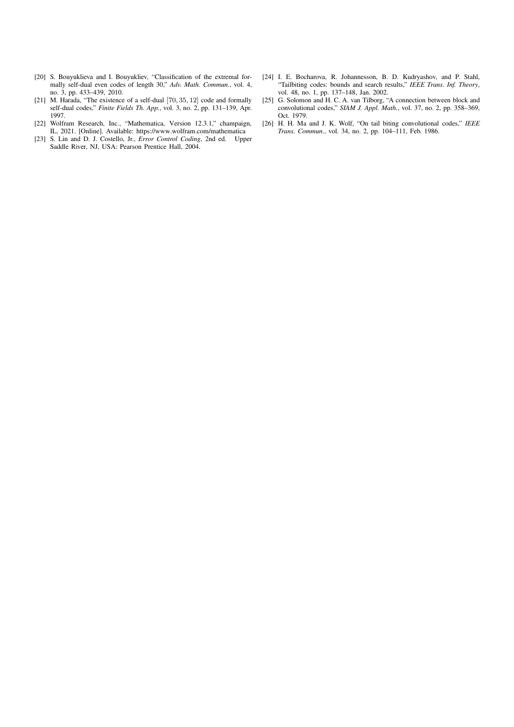[20] S. Bouyuklieva and I. Bouyukliev, "Classification of the extremal formally self-dual even codes of length 30," *Adv. Math. Commun.*, vol. 4, no. 3, pp. 433–439, 2010.

[21] M. Harada, "The existence of a self-dual $[70, 35, 12]$ code and formally self-dual codes," *Finite Fields Th. App.*, vol. 3, no. 2, pp. 131–139, Apr. 1997.

[22] Wolfram Research, Inc., "Mathematica, Version 12.3.1," champaign, IL, 2021. [Online]. Available: https://www.wolfram.com/mathematica

[23] S. Lin and D. J. Costello, Jr., *Error Control Coding*, 2nd ed. Upper Saddle River, NJ, USA: Pearson Prentice Hall, 2004.

[24] I. E. Bocharova, R. Johannesson, B. D. Kudryashov, and P. Stahl, "Tailbiting codes: bounds and search results," *IEEE Trans. Inf. Theory*, vol. 48, no. 1, pp. 137–148, Jan. 2002.

[25] G. Solomon and H. C. A. van Tilborg, "A connection between block and convolutional codes," *SIAM J. Appl. Math.*, vol. 37, no. 2, pp. 358–369, Oct. 1979.

[26] H. H. Ma and J. K. Wolf, "On tail biting convolutional codes," *IEEE Trans. Commun.*, vol. 34, no. 2, pp. 104–111, Feb. 1986.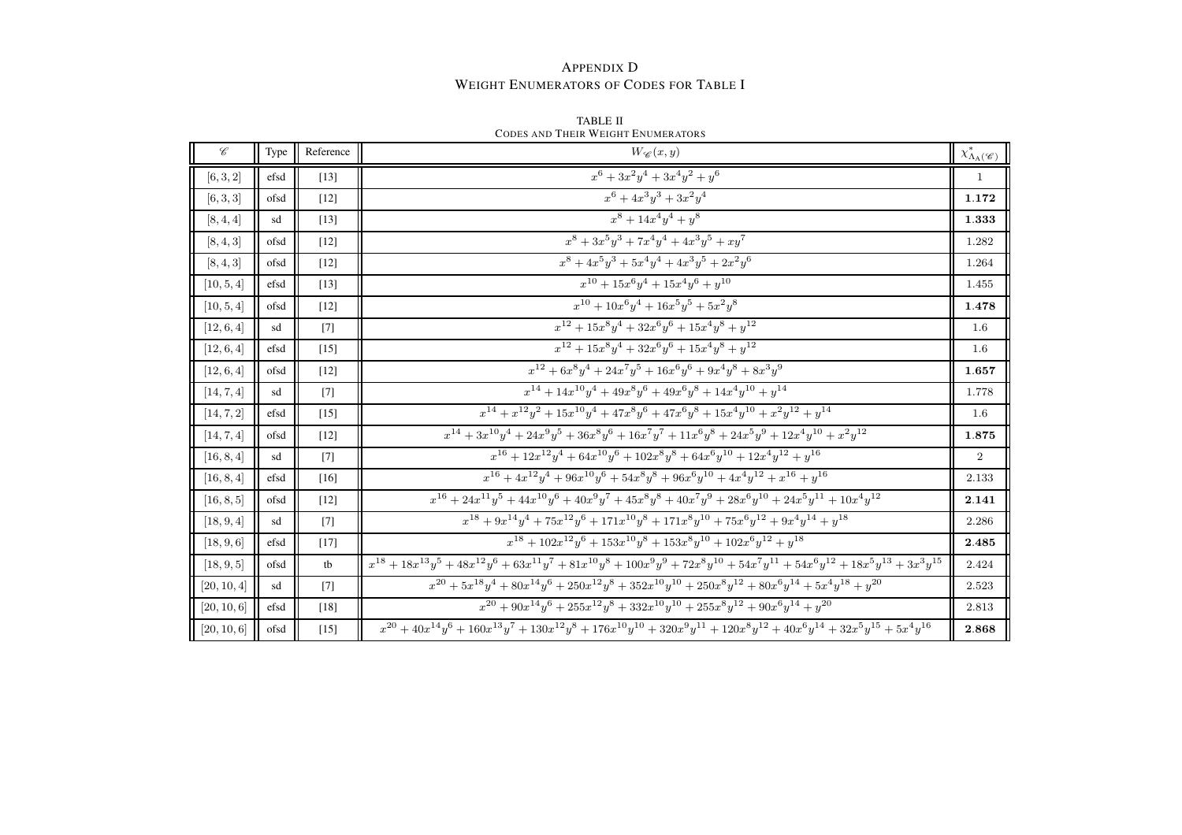# Appendix D
## Weight Enumerators of Codes for Table I

TABLE II
Codes and Their Weight Enumerators

| $\mathscr{C}$ | Type | Reference | $W_{\mathscr{C}}(x,y)$ | $\chi^*_{\Lambda_A(\mathscr{C})}$ |
|---|---|---|---|---|
| $[6,3,2]$ | efsd | [13] | $x^6+3x^2y^4+3x^4y^2+y^6$ | $1$ |
| $[6,3,3]$ | ofsd | [12] | $x^6+4x^3y^3+3x^2y^4$ | $\mathbf{1.172}$ |
| $[8,4,4]$ | sd | [13] | $x^8+14x^4y^4+y^8$ | $\mathbf{1.333}$ |
| $[8,4,3]$ | ofsd | [12] | $x^8+3x^5y^3+7x^4y^4+4x^3y^5+xy^7$ | $1.282$ |
| $[8,4,3]$ | ofsd | [12] | $x^8+4x^5y^3+5x^4y^4+4x^3y^5+2x^2y^6$ | $1.264$ |
| $[10,5,4]$ | efsd | [13] | $x^{10}+15x^6y^4+15x^4y^6+y^{10}$ | $1.455$ |
| $[10,5,4]$ | ofsd | [12] | $x^{10}+10x^6y^4+16x^5y^5+5x^2y^8$ | $\mathbf{1.478}$ |
| $[12,6,4]$ | sd | [7] | $x^{12}+15x^8y^4+32x^6y^6+15x^4y^8+y^{12}$ | $1.6$ |
| $[12,6,4]$ | efsd | [15] | $x^{12}+15x^8y^4+32x^6y^6+15x^4y^8+y^{12}$ | $1.6$ |
| $[12,6,4]$ | ofsd | [12] | $x^{12}+6x^8y^4+24x^7y^5+16x^6y^6+9x^4y^8+8x^3y^9$ | $\mathbf{1.657}$ |
| $[14,7,4]$ | sd | [7] | $x^{14}+14x^{10}y^4+49x^8y^6+49x^6y^8+14x^4y^{10}+y^{14}$ | $1.778$ |
| $[14,7,2]$ | efsd | [15] | $x^{14}+x^{12}y^2+15x^{10}y^4+47x^8y^6+47x^6y^8+15x^4y^{10}+x^2y^{12}+y^{14}$ | $1.6$ |
| $[14,7,4]$ | ofsd | [12] | $x^{14}+3x^{10}y^4+24x^9y^5+36x^8y^6+16x^7y^7+11x^6y^8+24x^5y^9+12x^4y^{10}+x^2y^{12}$ | $\mathbf{1.875}$ |
| $[16,8,4]$ | sd | [7] | $x^{16}+12x^{12}y^4+64x^{10}y^6+102x^8y^8+64x^6y^{10}+12x^4y^{12}+y^{16}$ | $2$ |
| $[16,8,4]$ | efsd | [16] | $x^{16}+4x^{12}y^4+96x^{10}y^6+54x^8y^8+96x^6y^{10}+4x^4y^{12}+x^{16}+y^{16}$ | $2.133$ |
| $[16,8,5]$ | ofsd | [12] | $x^{16}+24x^{11}y^5+44x^{10}y^6+40x^9y^7+45x^8y^8+40x^7y^9+28x^6y^{10}+24x^5y^{11}+10x^4y^{12}$ | $\mathbf{2.141}$ |
| $[18,9,4]$ | sd | [7] | $x^{18}+9x^{14}y^4+75x^{12}y^6+171x^{10}y^8+171x^8y^{10}+75x^6y^{12}+9x^4y^{14}+y^{18}$ | $2.286$ |
| $[18,9,6]$ | efsd | [17] | $x^{18}+102x^{12}y^6+153x^{10}y^8+153x^8y^{10}+102x^6y^{12}+y^{18}$ | $\mathbf{2.485}$ |
| $[18,9,5]$ | ofsd | tb | $x^{18}+18x^{13}y^5+48x^{12}y^6+63x^{11}y^7+81x^{10}y^8+100x^9y^9+72x^8y^{10}+54x^7y^{11}+54x^6y^{12}+18x^5y^{13}+3x^3y^{15}$ | $2.424$ |
| $[20,10,4]$ | sd | [7] | $x^{20}+5x^{18}y^4+80x^{14}y^6+250x^{12}y^8+352x^{10}y^{10}+250x^8y^{12}+80x^6y^{14}+5x^4y^{18}+y^{20}$ | $2.523$ |
| $[20,10,6]$ | efsd | [18] | $x^{20}+90x^{14}y^6+255x^{12}y^8+332x^{10}y^{10}+255x^8y^{12}+90x^6y^{14}+y^{20}$ | $2.813$ |
| $[20,10,6]$ | ofsd | [15] | $x^{20}+40x^{14}y^6+160x^{13}y^7+130x^{12}y^8+176x^{10}y^{10}+320x^9y^{11}+120x^8y^{12}+40x^6y^{14}+32x^5y^{15}+5x^4y^{16}$ | $\mathbf{2.868}$ |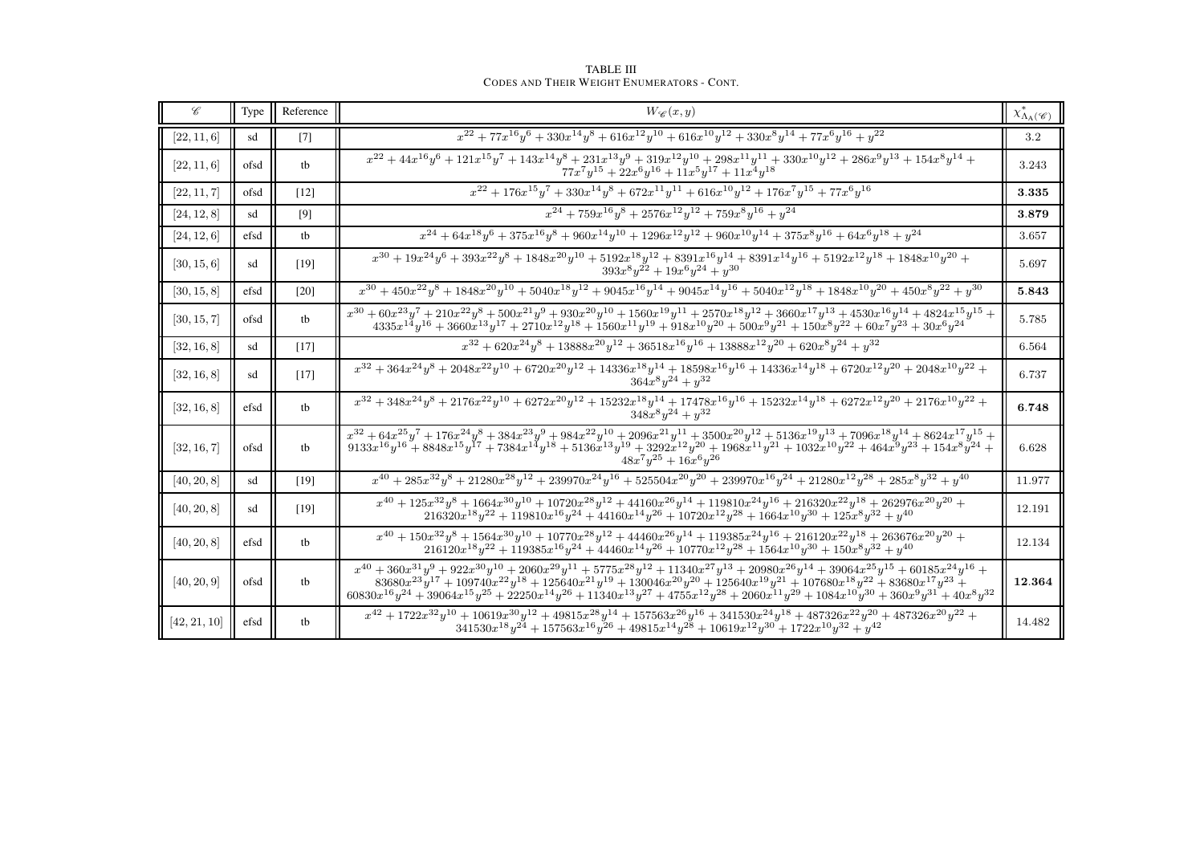TABLE III
CODES AND THEIR WEIGHT ENUMERATORS - CONT.

| $\mathscr{C}$ | Type | Reference | $W_{\mathscr{C}}(x,y)$ | $\chi^*_{\Lambda_A(\mathscr{C})}$ |
|---|---|---|---|---|
| $[22,11,6]$ | sd | [7] | $x^{22}+77x^{16}y^6+330x^{14}y^8+616x^{12}y^{10}+616x^{10}y^{12}+330x^8y^{14}+77x^6y^{16}+y^{22}$ | 3.2 |
| $[22,11,6]$ | ofsd | tb | $x^{22}+44x^{16}y^6+121x^{15}y^7+143x^{14}y^8+231x^{13}y^9+319x^{12}y^{10}+298x^{11}y^{11}+330x^{10}y^{12}+286x^9y^{13}+154x^8y^{14}+77x^7y^{15}+22x^6y^{16}+11x^5y^{17}+11x^4y^{18}$ | 3.243 |
| $[22,11,7]$ | ofsd | [12] | $x^{22}+176x^{15}y^7+330x^{14}y^8+672x^{11}y^{11}+616x^{10}y^{12}+176x^7y^{15}+77x^6y^{16}$ | **3.335** |
| $[24,12,8]$ | sd | [9] | $x^{24}+759x^{16}y^8+2576x^{12}y^{12}+759x^8y^{16}+y^{24}$ | **3.879** |
| $[24,12,6]$ | efsd | tb | $x^{24}+64x^{18}y^6+375x^{16}y^8+960x^{14}y^{10}+1296x^{12}y^{12}+960x^{10}y^{14}+375x^8y^{16}+64x^6y^{18}+y^{24}$ | 3.657 |
| $[30,15,6]$ | sd | [19] | $x^{30}+19x^{24}y^6+393x^{22}y^8+1848x^{20}y^{10}+5192x^{18}y^{12}+8391x^{16}y^{14}+8391x^{14}y^{16}+5192x^{12}y^{18}+1848x^{10}y^{20}+393x^8y^{22}+19x^6y^{24}+y^{30}$ | 5.697 |
| $[30,15,8]$ | efsd | [20] | $x^{30}+450x^{22}y^8+1848x^{20}y^{10}+5040x^{18}y^{12}+9045x^{16}y^{14}+9045x^{14}y^{16}+5040x^{12}y^{18}+1848x^{10}y^{20}+450x^8y^{22}+y^{30}$ | **5.843** |
| $[30,15,7]$ | ofsd | tb | $x^{30}+60x^{23}y^7+210x^{22}y^8+500x^{21}y^9+930x^{20}y^{10}+1560x^{19}y^{11}+2570x^{18}y^{12}+3660x^{17}y^{13}+4530x^{16}y^{14}+4824x^{15}y^{15}+4335x^{14}y^{16}+3660x^{13}y^{17}+2710x^{12}y^{18}+1560x^{11}y^{19}+918x^{10}y^{20}+500x^9y^{21}+150x^8y^{22}+60x^7y^{23}+30x^6y^{24}$ | 5.785 |
| $[32,16,8]$ | sd | [17] | $x^{32}+620x^{24}y^8+13888x^{20}y^{12}+36518x^{16}y^{16}+13888x^{12}y^{20}+620x^8y^{24}+y^{32}$ | 6.564 |
| $[32,16,8]$ | sd | [17] | $x^{32}+364x^{24}y^8+2048x^{22}y^{10}+6720x^{20}y^{12}+14336x^{18}y^{14}+18598x^{16}y^{16}+14336x^{14}y^{18}+6720x^{12}y^{20}+2048x^{10}y^{22}+364x^8y^{24}+y^{32}$ | 6.737 |
| $[32,16,8]$ | efsd | tb | $x^{32}+348x^{24}y^8+2176x^{22}y^{10}+6272x^{20}y^{12}+15232x^{18}y^{14}+17478x^{16}y^{16}+15232x^{14}y^{18}+6272x^{12}y^{20}+2176x^{10}y^{22}+348x^8y^{24}+y^{32}$ | **6.748** |
| $[32,16,7]$ | ofsd | tb | $x^{32}+64x^{25}y^7+176x^{24}y^8+384x^{23}y^9+984x^{22}y^{10}+2096x^{21}y^{11}+3500x^{20}y^{12}+5136x^{19}y^{13}+7096x^{18}y^{14}+8624x^{17}y^{15}+9133x^{16}y^{16}+8848x^{15}y^{17}+7384x^{14}y^{18}+5136x^{13}y^{19}+3292x^{12}y^{20}+1968x^{11}y^{21}+1032x^{10}y^{22}+464x^9y^{23}+154x^8y^{24}+48x^7y^{25}+16x^6y^{26}$ | 6.628 |
| $[40,20,8]$ | sd | [19] | $x^{40}+285x^{32}y^8+21280x^{28}y^{12}+239970x^{24}y^{16}+525504x^{20}y^{20}+239970x^{16}y^{24}+21280x^{12}y^{28}+285x^8y^{32}+y^{40}$ | 11.977 |
| $[40,20,8]$ | sd | [19] | $x^{40}+125x^{32}y^8+1664x^{30}y^{10}+10720x^{28}y^{12}+44160x^{26}y^{14}+119810x^{24}y^{16}+216320x^{22}y^{18}+262976x^{20}y^{20}+216320x^{18}y^{22}+119810x^{16}y^{24}+44160x^{14}y^{26}+10720x^{12}y^{28}+1664x^{10}y^{30}+125x^8y^{32}+y^{40}$ | 12.191 |
| $[40,20,8]$ | efsd | tb | $x^{40}+150x^{32}y^8+1564x^{30}y^{10}+10770x^{28}y^{12}+44460x^{26}y^{14}+119385x^{24}y^{16}+216120x^{22}y^{18}+263676x^{20}y^{20}+216120x^{18}y^{22}+119385x^{16}y^{24}+44460x^{14}y^{26}+10770x^{12}y^{28}+1564x^{10}y^{30}+150x^8y^{32}+y^{40}$ | 12.134 |
| $[40,20,9]$ | ofsd | tb | $x^{40}+360x^{31}y^9+922x^{30}y^{10}+2060x^{29}y^{11}+5775x^{28}y^{12}+11340x^{27}y^{13}+20980x^{26}y^{14}+39064x^{25}y^{15}+60185x^{24}y^{16}+83680x^{23}y^{17}+109740x^{22}y^{18}+125640x^{21}y^{19}+130046x^{20}y^{20}+125640x^{19}y^{21}+107680x^{18}y^{22}+83680x^{17}y^{23}+60830x^{16}y^{24}+39064x^{15}y^{25}+22250x^{14}y^{26}+11340x^{13}y^{27}+4755x^{12}y^{28}+2060x^{11}y^{29}+1084x^{10}y^{30}+360x^9y^{31}+40x^8y^{32}$ | **12.364** |
| $[42,21,10]$ | efsd | tb | $x^{42}+1722x^{32}y^{10}+10619x^{30}y^{12}+49815x^{28}y^{14}+157563x^{26}y^{16}+341530x^{24}y^{18}+487326x^{22}y^{20}+487326x^{20}y^{22}+341530x^{18}y^{24}+157563x^{16}y^{26}+49815x^{14}y^{28}+10619x^{12}y^{30}+1722x^{10}y^{32}+y^{42}$ | 14.482 |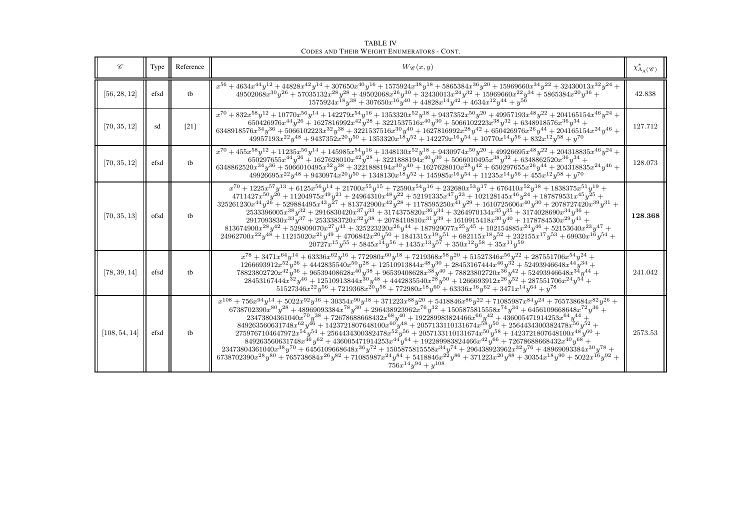TABLE IV
CODES AND THEIR WEIGHT ENUMERATORS - CONT.

| $\mathscr{C}$ | Type | Reference | $W_{\mathscr{C}}(x,y)$ | $\chi^*_{\Lambda_A(\mathscr{C})}$ |
|---|---|---|---|---|
| $[56,28,12]$ | efsd | tb | $x^{56}+4634x^{44}y^{12}+44828x^{42}y^{14}+307650x^{40}y^{16}+1575924x^{38}y^{18}+5865384x^{36}y^{20}+15969660x^{34}y^{22}+32430013x^{32}y^{24}+49502068x^{30}y^{26}+57035132x^{28}y^{28}+49502068x^{26}y^{30}+32430013x^{24}y^{32}+15969660x^{22}y^{34}+5865384x^{20}y^{36}+1575924x^{18}y^{38}+307650x^{16}y^{40}+44828x^{14}y^{42}+4634x^{12}y^{44}+y^{56}$ | 42.838 |
| $[70,35,12]$ | sd | [21] | $x^{70}+832x^{58}y^{12}+10770x^{56}y^{14}+142279x^{54}y^{16}+1353320x^{52}y^{18}+9437352x^{50}y^{20}+49957193x^{48}y^{22}+204165154x^{46}y^{24}+650426976x^{44}y^{26}+1627816992x^{42}y^{28}+3221537516x^{40}y^{30}+5066102223x^{38}y^{32}+6348918576x^{36}y^{34}+6348918576x^{34}y^{36}+5066102223x^{32}y^{38}+3221537516x^{30}y^{40}+1627816992x^{28}y^{42}+650426976x^{26}y^{44}+204165154x^{24}y^{46}+49957193x^{22}y^{48}+9437352x^{20}y^{50}+1353320x^{18}y^{52}+142279x^{16}y^{54}+10770x^{14}y^{56}+832x^{12}y^{58}+y^{70}$ | 127.712 |
| $[70,35,12]$ | efsd | tb | $x^{70}+455x^{58}y^{12}+11235x^{56}y^{14}+145985x^{54}y^{16}+1348130x^{52}y^{18}+9430974x^{50}y^{20}+49926695x^{48}y^{22}+204318835x^{46}y^{24}+650297655x^{44}y^{26}+1627628010x^{42}y^{28}+3221888194x^{40}y^{30}+5066010495x^{38}y^{32}+6348862520x^{36}y^{34}+6348862520x^{34}y^{36}+5066010495x^{32}y^{38}+3221888194x^{30}y^{40}+1627628010x^{28}y^{42}+650297655x^{26}y^{44}+204318835x^{24}y^{46}+49926695x^{22}y^{48}+9430974x^{20}y^{50}+1348130x^{18}y^{52}+145985x^{16}y^{54}+11235x^{14}y^{56}+455x^{12}y^{58}+y^{70}$ | 128.073 |
| $[70,35,13]$ | ofsd | tb | $x^{70}+1225x^{57}y^{13}+6125x^{56}y^{14}+21700x^{55}y^{15}+72590x^{54}y^{16}+232680x^{53}y^{17}+676410x^{52}y^{18}+1838375x^{51}y^{19}+4711427x^{50}y^{20}+11204975x^{49}y^{21}+24964310x^{48}y^{22}+52191335x^{47}y^{23}+102128145x^{46}y^{24}+187879531x^{45}y^{25}+325261230x^{44}y^{26}+529884495x^{43}y^{27}+813742900x^{42}y^{28}+1178595250x^{41}y^{29}+1610725606x^{40}y^{30}+2078727420x^{39}y^{31}+2533396005x^{38}y^{32}+2916830420x^{37}y^{33}+3174375820x^{36}y^{34}+3264970134x^{35}y^{35}+3174028690x^{34}y^{36}+2917093830x^{33}y^{37}+2533383720x^{32}y^{38}+2078410810x^{31}y^{39}+1610915418x^{30}y^{40}+1178784530x^{29}y^{41}+813674900x^{28}y^{42}+529809070x^{27}y^{43}+325223220x^{26}y^{44}+187929077x^{25}y^{45}+102154885x^{24}y^{46}+52153640x^{23}y^{47}+24962700x^{22}y^{48}+11215020x^{21}y^{49}+4706842x^{20}y^{50}+1841315x^{19}y^{51}+682115x^{18}y^{52}+232155x^{17}y^{53}+69930x^{16}y^{54}+20727x^{15}y^{55}+5845x^{14}y^{56}+1435x^{13}y^{57}+350x^{12}y^{58}+35x^{11}y^{59}$ | **128.368** |
| $[78,39,14]$ | efsd | tb | $x^{78}+3471x^{64}y^{14}+63336x^{62}y^{16}+772980x^{60}y^{18}+7219368x^{58}y^{20}+51527346x^{56}y^{22}+287551706x^{54}y^{24}+1266693912x^{52}y^{26}+4442835540x^{50}y^{28}+12510913844x^{48}y^{30}+28453167444x^{46}y^{32}+52493946648x^{44}y^{34}+78823802720x^{42}y^{36}+96539408628x^{40}y^{38}+96539408628x^{38}y^{40}+78823802720x^{36}y^{42}+52493946648x^{34}y^{44}+28453167444x^{32}y^{46}+12510913844x^{30}y^{48}+4442835540x^{28}y^{50}+1266693912x^{26}y^{52}+287551706x^{24}y^{54}+51527346x^{22}y^{56}+7219368x^{20}y^{58}+772980x^{18}y^{60}+63336x^{16}y^{62}+3471x^{14}y^{64}+y^{78}$ | 241.042 |
| $[108,54,14]$ | efsd | tb | $x^{108}+756x^{94}y^{14}+5022x^{92}y^{16}+30354x^{90}y^{18}+371223x^{88}y^{20}+5418846x^{86}y^{22}+71085987x^{84}y^{24}+765738684x^{82}y^{26}+6738702390x^{80}y^{28}+48969093384x^{78}y^{30}+296438923962x^{76}y^{32}+1505875815558x^{74}y^{34}+6456109668648x^{72}y^{36}+23473804361040x^{70}y^{38}+72678688668432x^{68}y^{40}+192289983824466x^{66}y^{42}+436005471914253x^{64}y^{44}+849263560631748x^{62}y^{46}+1423721807648100x^{60}y^{48}+2057133110131674x^{58}y^{50}+2564434300382478x^{56}y^{52}+2759767104647972x^{54}y^{54}+2564434300382478x^{52}y^{56}+2057133110131674x^{50}y^{58}+1423721807648100x^{48}y^{60}+849263560631748x^{46}y^{62}+436005471914253x^{44}y^{64}+192289983824466x^{42}y^{66}+72678688668432x^{40}y^{68}+23473804361040x^{38}y^{70}+6456109668648x^{36}y^{72}+1505875815558x^{34}y^{74}+296438923962x^{32}y^{76}+48969093384x^{30}y^{78}+6738702390x^{28}y^{80}+765738684x^{26}y^{82}+71085987x^{24}y^{84}+5418846x^{22}y^{86}+371223x^{20}y^{88}+30354x^{18}y^{90}+5022x^{16}y^{92}+756x^{14}y^{94}+y^{108}$ | 2573.53 |